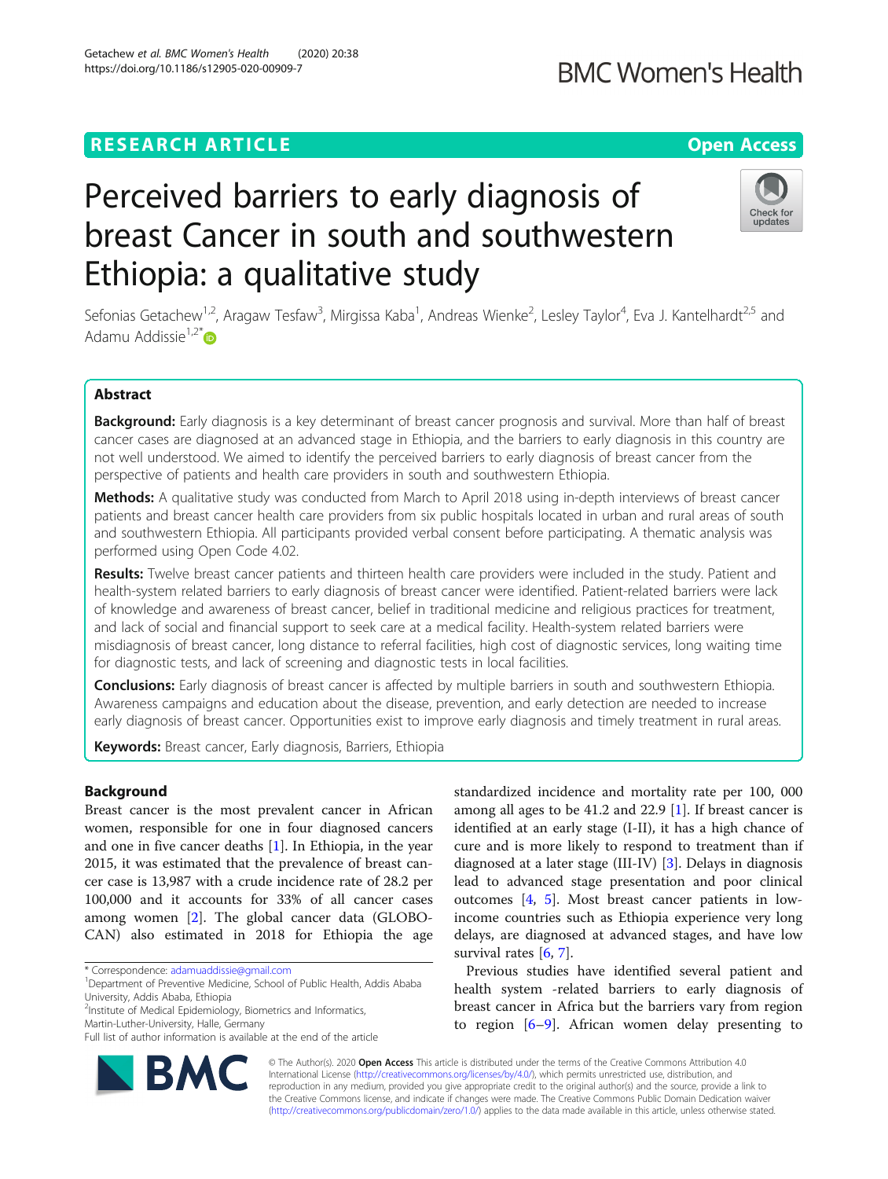RESEARCH ARTICLE

Open Access

# Perceived barriers to early diagnosis of breast Cancer in south and southwestern Ethiopia: a qualitative study

Sefonias Getachew[1,2], Aragaw Tesfaw[3], Mirgissa Kaba[1], Andreas Wienke[2], Lesley Taylor[4], Eva J. Kantelhardt[2,5] and Adamu Addissie[1,2*]

## Abstract

**Background:** Early diagnosis is a key determinant of breast cancer prognosis and survival. More than half of breast cancer cases are diagnosed at an advanced stage in Ethiopia, and the barriers to early diagnosis in this country are not well understood. We aimed to identify the perceived barriers to early diagnosis of breast cancer from the perspective of patients and health care providers in south and southwestern Ethiopia.

**Methods:** A qualitative study was conducted from March to April 2018 using in-depth interviews of breast cancer patients and breast cancer health care providers from six public hospitals located in urban and rural areas of south and southwestern Ethiopia. All participants provided verbal consent before participating. A thematic analysis was performed using Open Code 4.02.

**Results:** Twelve breast cancer patients and thirteen health care providers were included in the study. Patient and health-system related barriers to early diagnosis of breast cancer were identified. Patient-related barriers were lack of knowledge and awareness of breast cancer, belief in traditional medicine and religious practices for treatment, and lack of social and financial support to seek care at a medical facility. Health-system related barriers were misdiagnosis of breast cancer, long distance to referral facilities, high cost of diagnostic services, long waiting time for diagnostic tests, and lack of screening and diagnostic tests in local facilities.

**Conclusions:** Early diagnosis of breast cancer is affected by multiple barriers in south and southwestern Ethiopia. Awareness campaigns and education about the disease, prevention, and early detection are needed to increase early diagnosis of breast cancer. Opportunities exist to improve early diagnosis and timely treatment in rural areas.

**Keywords:** Breast cancer, Early diagnosis, Barriers, Ethiopia

## Background

Breast cancer is the most prevalent cancer in African women, responsible for one in four diagnosed cancers and one in five cancer deaths [1]. In Ethiopia, in the year 2015, it was estimated that the prevalence of breast cancer case is 13,987 with a crude incidence rate of 28.2 per 100,000 and it accounts for 33% of all cancer cases among women [2]. The global cancer data (GLOBOCAN) also estimated in 2018 for Ethiopia the age standardized incidence and mortality rate per 100, 000 among all ages to be 41.2 and 22.9 [1]. If breast cancer is identified at an early stage (I-II), it has a high chance of cure and is more likely to respond to treatment than if diagnosed at a later stage (III-IV) [3]. Delays in diagnosis lead to advanced stage presentation and poor clinical outcomes [4, 5]. Most breast cancer patients in low-income countries such as Ethiopia experience very long delays, are diagnosed at advanced stages, and have low survival rates [6, 7].

Previous studies have identified several patient and health system -related barriers to early diagnosis of breast cancer in Africa but the barriers vary from region to region [6–9]. African women delay presenting to

* Correspondence: adamuaddissie@gmail.com
[1]Department of Preventive Medicine, School of Public Health, Addis Ababa University, Addis Ababa, Ethiopia
[2]Institute of Medical Epidemiology, Biometrics and Informatics, Martin-Luther-University, Halle, Germany
Full list of author information is available at the end of the article

© The Author(s). 2020 **Open Access** This article is distributed under the terms of the Creative Commons Attribution 4.0 International License (http://creativecommons.org/licenses/by/4.0/), which permits unrestricted use, distribution, and reproduction in any medium, provided you give appropriate credit to the original author(s) and the source, provide a link to the Creative Commons license, and indicate if changes were made. The Creative Commons Public Domain Dedication waiver (http://creativecommons.org/publicdomain/zero/1.0/) applies to the data made available in this article, unless otherwise stated.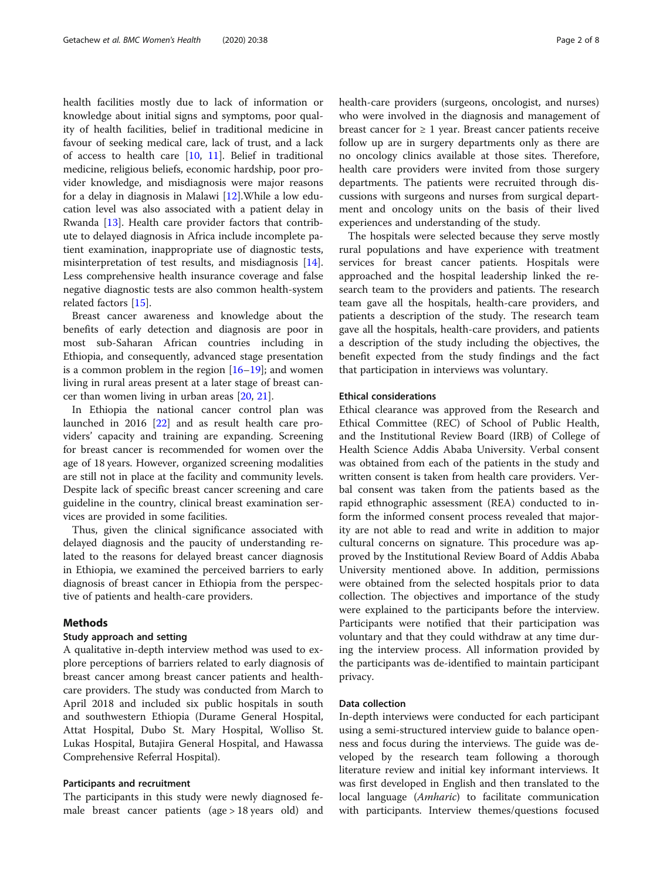health facilities mostly due to lack of information or knowledge about initial signs and symptoms, poor quality of health facilities, belief in traditional medicine in favour of seeking medical care, lack of trust, and a lack of access to health care [10, 11]. Belief in traditional medicine, religious beliefs, economic hardship, poor provider knowledge, and misdiagnosis were major reasons for a delay in diagnosis in Malawi [12].While a low education level was also associated with a patient delay in Rwanda [13]. Health care provider factors that contribute to delayed diagnosis in Africa include incomplete patient examination, inappropriate use of diagnostic tests, misinterpretation of test results, and misdiagnosis [14]. Less comprehensive health insurance coverage and false negative diagnostic tests are also common health-system related factors [15].

Breast cancer awareness and knowledge about the benefits of early detection and diagnosis are poor in most sub-Saharan African countries including in Ethiopia, and consequently, advanced stage presentation is a common problem in the region [16–19]; and women living in rural areas present at a later stage of breast cancer than women living in urban areas [20, 21].

In Ethiopia the national cancer control plan was launched in 2016 [22] and as result health care providers' capacity and training are expanding. Screening for breast cancer is recommended for women over the age of 18 years. However, organized screening modalities are still not in place at the facility and community levels. Despite lack of specific breast cancer screening and care guideline in the country, clinical breast examination services are provided in some facilities.

Thus, given the clinical significance associated with delayed diagnosis and the paucity of understanding related to the reasons for delayed breast cancer diagnosis in Ethiopia, we examined the perceived barriers to early diagnosis of breast cancer in Ethiopia from the perspective of patients and health-care providers.

## Methods

### Study approach and setting

A qualitative in-depth interview method was used to explore perceptions of barriers related to early diagnosis of breast cancer among breast cancer patients and health-care providers. The study was conducted from March to April 2018 and included six public hospitals in south and southwestern Ethiopia (Durame General Hospital, Attat Hospital, Dubo St. Mary Hospital, Wolliso St. Lukas Hospital, Butajira General Hospital, and Hawassa Comprehensive Referral Hospital).

### Participants and recruitment

The participants in this study were newly diagnosed female breast cancer patients (age > 18 years old) and health-care providers (surgeons, oncologist, and nurses) who were involved in the diagnosis and management of breast cancer for ≥ 1 year. Breast cancer patients receive follow up are in surgery departments only as there are no oncology clinics available at those sites. Therefore, health care providers were invited from those surgery departments. The patients were recruited through discussions with surgeons and nurses from surgical department and oncology units on the basis of their lived experiences and understanding of the study.

The hospitals were selected because they serve mostly rural populations and have experience with treatment services for breast cancer patients. Hospitals were approached and the hospital leadership linked the research team to the providers and patients. The research team gave all the hospitals, health-care providers, and patients a description of the study. The research team gave all the hospitals, health-care providers, and patients a description of the study including the objectives, the benefit expected from the study findings and the fact that participation in interviews was voluntary.

### Ethical considerations

Ethical clearance was approved from the Research and Ethical Committee (REC) of School of Public Health, and the Institutional Review Board (IRB) of College of Health Science Addis Ababa University. Verbal consent was obtained from each of the patients in the study and written consent is taken from health care providers. Verbal consent was taken from the patients based as the rapid ethnographic assessment (REA) conducted to inform the informed consent process revealed that majority are not able to read and write in addition to major cultural concerns on signature. This procedure was approved by the Institutional Review Board of Addis Ababa University mentioned above. In addition, permissions were obtained from the selected hospitals prior to data collection. The objectives and importance of the study were explained to the participants before the interview. Participants were notified that their participation was voluntary and that they could withdraw at any time during the interview process. All information provided by the participants was de-identified to maintain participant privacy.

### Data collection

In-depth interviews were conducted for each participant using a semi-structured interview guide to balance openness and focus during the interviews. The guide was developed by the research team following a thorough literature review and initial key informant interviews. It was first developed in English and then translated to the local language (*Amharic*) to facilitate communication with participants. Interview themes/questions focused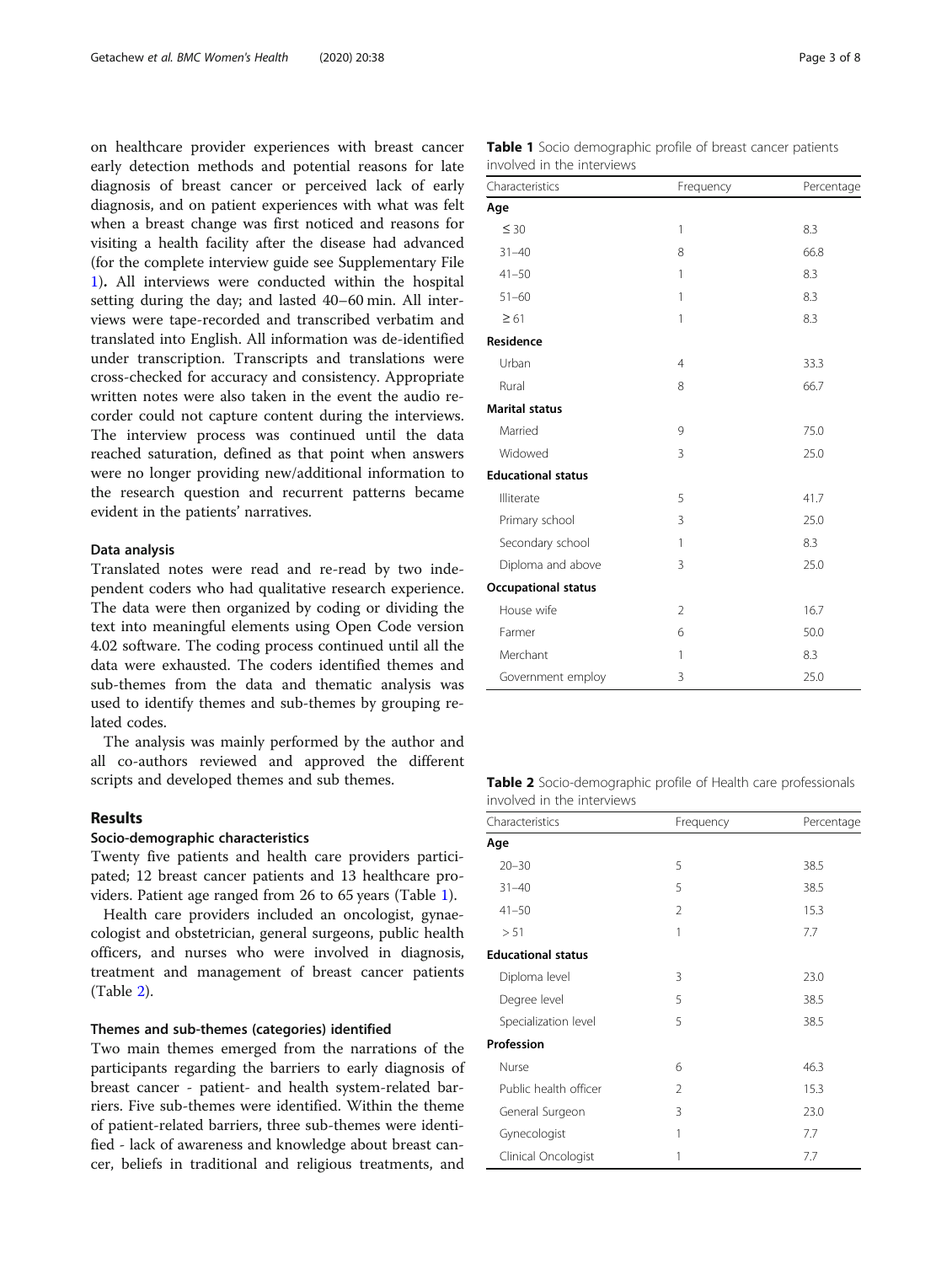on healthcare provider experiences with breast cancer early detection methods and potential reasons for late diagnosis of breast cancer or perceived lack of early diagnosis, and on patient experiences with what was felt when a breast change was first noticed and reasons for visiting a health facility after the disease had advanced (for the complete interview guide see Supplementary File 1). All interviews were conducted within the hospital setting during the day; and lasted 40–60 min. All interviews were tape-recorded and transcribed verbatim and translated into English. All information was de-identified under transcription. Transcripts and translations were cross-checked for accuracy and consistency. Appropriate written notes were also taken in the event the audio recorder could not capture content during the interviews. The interview process was continued until the data reached saturation, defined as that point when answers were no longer providing new/additional information to the research question and recurrent patterns became evident in the patients' narratives.

### Data analysis

Translated notes were read and re-read by two independent coders who had qualitative research experience. The data were then organized by coding or dividing the text into meaningful elements using Open Code version 4.02 software. The coding process continued until all the data were exhausted. The coders identified themes and sub-themes from the data and thematic analysis was used to identify themes and sub-themes by grouping related codes.

The analysis was mainly performed by the author and all co-authors reviewed and approved the different scripts and developed themes and sub themes.

## Results

### Socio-demographic characteristics

Twenty five patients and health care providers participated; 12 breast cancer patients and 13 healthcare providers. Patient age ranged from 26 to 65 years (Table 1).

Health care providers included an oncologist, gynaecologist and obstetrician, general surgeons, public health officers, and nurses who were involved in diagnosis, treatment and management of breast cancer patients (Table 2).

### Themes and sub-themes (categories) identified

Two main themes emerged from the narrations of the participants regarding the barriers to early diagnosis of breast cancer - patient- and health system-related barriers. Five sub-themes were identified. Within the theme of patient-related barriers, three sub-themes were identified - lack of awareness and knowledge about breast cancer, beliefs in traditional and religious treatments, and

**Table 1** Socio demographic profile of breast cancer patients involved in the interviews

| Characteristics | Frequency | Percentage |
|---|---|---|
| **Age** | | |
| ≤ 30 | 1 | 8.3 |
| 31–40 | 8 | 66.8 |
| 41–50 | 1 | 8.3 |
| 51–60 | 1 | 8.3 |
| ≥ 61 | 1 | 8.3 |
| **Residence** | | |
| Urban | 4 | 33.3 |
| Rural | 8 | 66.7 |
| **Marital status** | | |
| Married | 9 | 75.0 |
| Widowed | 3 | 25.0 |
| **Educational status** | | |
| Illiterate | 5 | 41.7 |
| Primary school | 3 | 25.0 |
| Secondary school | 1 | 8.3 |
| Diploma and above | 3 | 25.0 |
| **Occupational status** | | |
| House wife | 2 | 16.7 |
| Farmer | 6 | 50.0 |
| Merchant | 1 | 8.3 |
| Government employ | 3 | 25.0 |

**Table 2** Socio-demographic profile of Health care professionals involved in the interviews

| Characteristics | Frequency | Percentage |
|---|---|---|
| **Age** | | |
| 20–30 | 5 | 38.5 |
| 31–40 | 5 | 38.5 |
| 41–50 | 2 | 15.3 |
| > 51 | 1 | 7.7 |
| **Educational status** | | |
| Diploma level | 3 | 23.0 |
| Degree level | 5 | 38.5 |
| Specialization level | 5 | 38.5 |
| **Profession** | | |
| Nurse | 6 | 46.3 |
| Public health officer | 2 | 15.3 |
| General Surgeon | 3 | 23.0 |
| Gynecologist | 1 | 7.7 |
| Clinical Oncologist | 1 | 7.7 |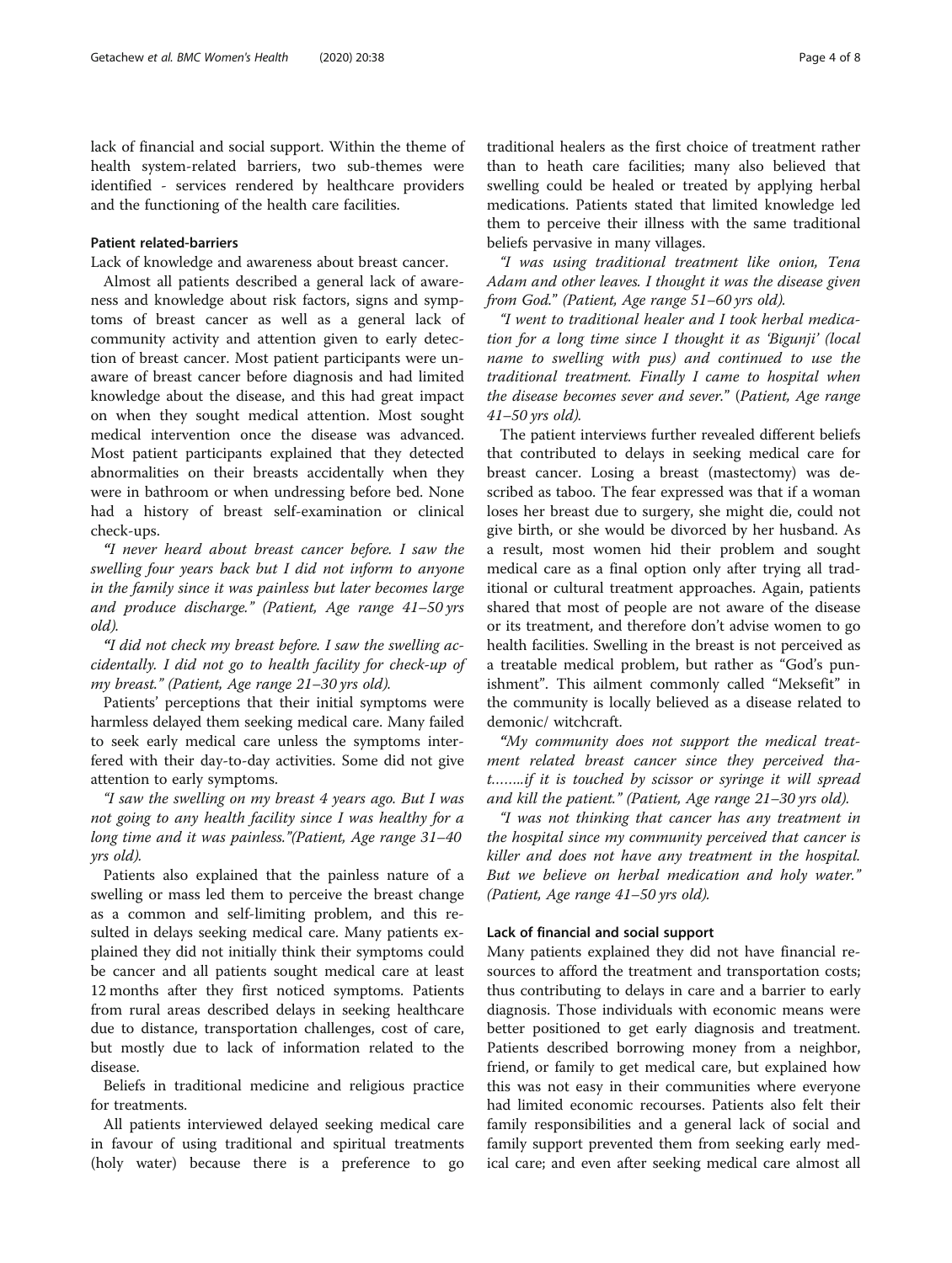lack of financial and social support. Within the theme of health system-related barriers, two sub-themes were identified - services rendered by healthcare providers and the functioning of the health care facilities.

### Patient related-barriers

Lack of knowledge and awareness about breast cancer.

Almost all patients described a general lack of awareness and knowledge about risk factors, signs and symptoms of breast cancer as well as a general lack of community activity and attention given to early detection of breast cancer. Most patient participants were unaware of breast cancer before diagnosis and had limited knowledge about the disease, and this had great impact on when they sought medical attention. Most sought medical intervention once the disease was advanced. Most patient participants explained that they detected abnormalities on their breasts accidentally when they were in bathroom or when undressing before bed. None had a history of breast self-examination or clinical check-ups.

*"I never heard about breast cancer before. I saw the swelling four years back but I did not inform to anyone in the family since it was painless but later becomes large and produce discharge." (Patient, Age range 41–50 yrs old).*

*"I did not check my breast before. I saw the swelling accidentally. I did not go to health facility for check-up of my breast." (Patient, Age range 21–30 yrs old).*

Patients' perceptions that their initial symptoms were harmless delayed them seeking medical care. Many failed to seek early medical care unless the symptoms interfered with their day-to-day activities. Some did not give attention to early symptoms.

*"I saw the swelling on my breast 4 years ago. But I was not going to any health facility since I was healthy for a long time and it was painless."(Patient, Age range 31–40 yrs old).*

Patients also explained that the painless nature of a swelling or mass led them to perceive the breast change as a common and self-limiting problem, and this resulted in delays seeking medical care. Many patients explained they did not initially think their symptoms could be cancer and all patients sought medical care at least 12 months after they first noticed symptoms. Patients from rural areas described delays in seeking healthcare due to distance, transportation challenges, cost of care, but mostly due to lack of information related to the disease.

Beliefs in traditional medicine and religious practice for treatments.

All patients interviewed delayed seeking medical care in favour of using traditional and spiritual treatments (holy water) because there is a preference to go traditional healers as the first choice of treatment rather than to heath care facilities; many also believed that swelling could be healed or treated by applying herbal medications. Patients stated that limited knowledge led them to perceive their illness with the same traditional beliefs pervasive in many villages.

*"I was using traditional treatment like onion, Tena Adam and other leaves. I thought it was the disease given from God." (Patient, Age range 51–60 yrs old).*

*"I went to traditional healer and I took herbal medication for a long time since I thought it as 'Bigunji' (local name to swelling with pus) and continued to use the traditional treatment. Finally I came to hospital when the disease becomes sever and sever." (Patient, Age range 41–50 yrs old).*

The patient interviews further revealed different beliefs that contributed to delays in seeking medical care for breast cancer. Losing a breast (mastectomy) was described as taboo. The fear expressed was that if a woman loses her breast due to surgery, she might die, could not give birth, or she would be divorced by her husband. As a result, most women hid their problem and sought medical care as a final option only after trying all traditional or cultural treatment approaches. Again, patients shared that most of people are not aware of the disease or its treatment, and therefore don't advise women to go health facilities. Swelling in the breast is not perceived as a treatable medical problem, but rather as "God's punishment". This ailment commonly called "Meksefit" in the community is locally believed as a disease related to demonic/ witchcraft.

*"My community does not support the medical treatment related breast cancer since they perceived that……..if it is touched by scissor or syringe it will spread and kill the patient." (Patient, Age range 21–30 yrs old).*

*"I was not thinking that cancer has any treatment in the hospital since my community perceived that cancer is killer and does not have any treatment in the hospital. But we believe on herbal medication and holy water." (Patient, Age range 41–50 yrs old).*

### Lack of financial and social support

Many patients explained they did not have financial resources to afford the treatment and transportation costs; thus contributing to delays in care and a barrier to early diagnosis. Those individuals with economic means were better positioned to get early diagnosis and treatment. Patients described borrowing money from a neighbor, friend, or family to get medical care, but explained how this was not easy in their communities where everyone had limited economic recourses. Patients also felt their family responsibilities and a general lack of social and family support prevented them from seeking early medical care; and even after seeking medical care almost all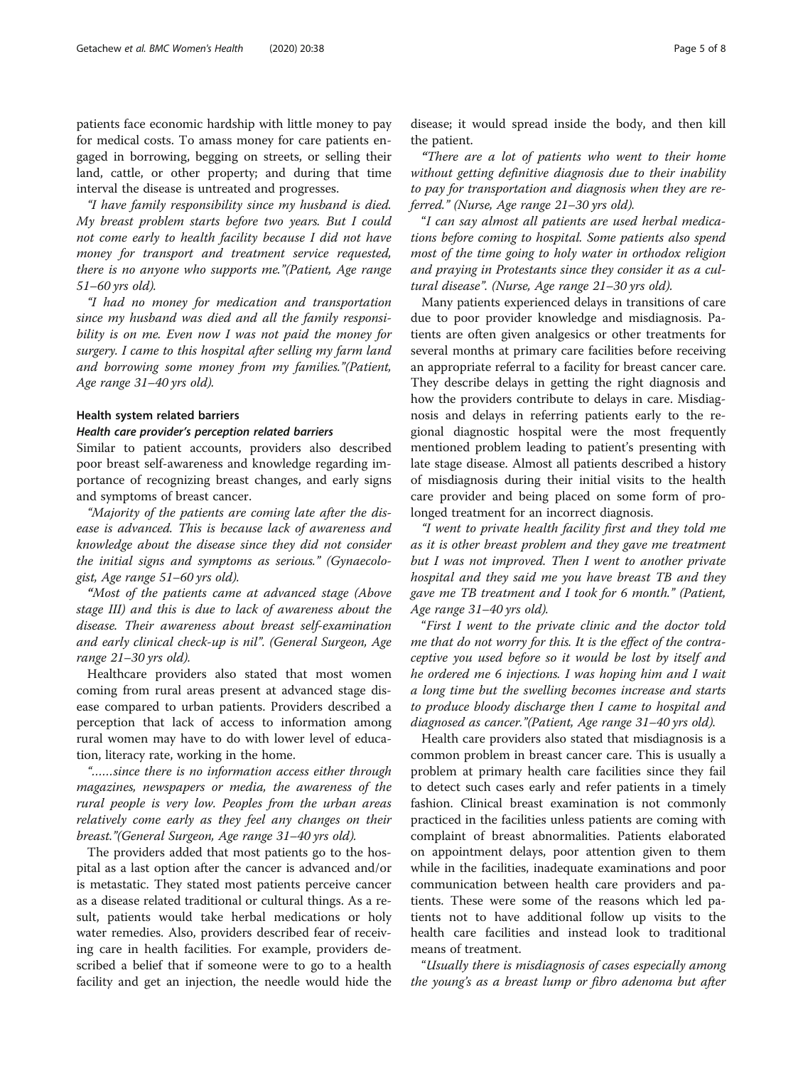patients face economic hardship with little money to pay for medical costs. To amass money for care patients engaged in borrowing, begging on streets, or selling their land, cattle, or other property; and during that time interval the disease is untreated and progresses.

*"I have family responsibility since my husband is died. My breast problem starts before two years. But I could not come early to health facility because I did not have money for transport and treatment service requested, there is no anyone who supports me."(Patient, Age range 51–60 yrs old).*

*"I had no money for medication and transportation since my husband was died and all the family responsibility is on me. Even now I was not paid the money for surgery. I came to this hospital after selling my farm land and borrowing some money from my families."(Patient, Age range 31–40 yrs old).*

### Health system related barriers

#### Health care provider's perception related barriers

Similar to patient accounts, providers also described poor breast self-awareness and knowledge regarding importance of recognizing breast changes, and early signs and symptoms of breast cancer.

*"Majority of the patients are coming late after the disease is advanced. This is because lack of awareness and knowledge about the disease since they did not consider the initial signs and symptoms as serious." (Gynaecologist, Age range 51–60 yrs old).*

*"Most of the patients came at advanced stage (Above stage III) and this is due to lack of awareness about the disease. Their awareness about breast self-examination and early clinical check-up is nil". (General Surgeon, Age range 21–30 yrs old).*

Healthcare providers also stated that most women coming from rural areas present at advanced stage disease compared to urban patients. Providers described a perception that lack of access to information among rural women may have to do with lower level of education, literacy rate, working in the home.

*"……since there is no information access either through magazines, newspapers or media, the awareness of the rural people is very low. Peoples from the urban areas relatively come early as they feel any changes on their breast."(General Surgeon, Age range 31–40 yrs old).*

The providers added that most patients go to the hospital as a last option after the cancer is advanced and/or is metastatic. They stated most patients perceive cancer as a disease related traditional or cultural things. As a result, patients would take herbal medications or holy water remedies. Also, providers described fear of receiving care in health facilities. For example, providers described a belief that if someone were to go to a health facility and get an injection, the needle would hide the disease; it would spread inside the body, and then kill the patient.

*"There are a lot of patients who went to their home without getting definitive diagnosis due to their inability to pay for transportation and diagnosis when they are referred." (Nurse, Age range 21–30 yrs old).*

*"I can say almost all patients are used herbal medications before coming to hospital. Some patients also spend most of the time going to holy water in orthodox religion and praying in Protestants since they consider it as a cultural disease". (Nurse, Age range 21–30 yrs old).*

Many patients experienced delays in transitions of care due to poor provider knowledge and misdiagnosis. Patients are often given analgesics or other treatments for several months at primary care facilities before receiving an appropriate referral to a facility for breast cancer care. They describe delays in getting the right diagnosis and how the providers contribute to delays in care. Misdiagnosis and delays in referring patients early to the regional diagnostic hospital were the most frequently mentioned problem leading to patient's presenting with late stage disease. Almost all patients described a history of misdiagnosis during their initial visits to the health care provider and being placed on some form of prolonged treatment for an incorrect diagnosis.

*"I went to private health facility first and they told me as it is other breast problem and they gave me treatment but I was not improved. Then I went to another private hospital and they said me you have breast TB and they gave me TB treatment and I took for 6 month." (Patient, Age range 31–40 yrs old).*

*"First I went to the private clinic and the doctor told me that do not worry for this. It is the effect of the contraceptive you used before so it would be lost by itself and he ordered me 6 injections. I was hoping him and I wait a long time but the swelling becomes increase and starts to produce bloody discharge then I came to hospital and diagnosed as cancer."(Patient, Age range 31–40 yrs old).*

Health care providers also stated that misdiagnosis is a common problem in breast cancer care. This is usually a problem at primary health care facilities since they fail to detect such cases early and refer patients in a timely fashion. Clinical breast examination is not commonly practiced in the facilities unless patients are coming with complaint of breast abnormalities. Patients elaborated on appointment delays, poor attention given to them while in the facilities, inadequate examinations and poor communication between health care providers and patients. These were some of the reasons which led patients not to have additional follow up visits to the health care facilities and instead look to traditional means of treatment.

*"Usually there is misdiagnosis of cases especially among the young's as a breast lump or fibro adenoma but after*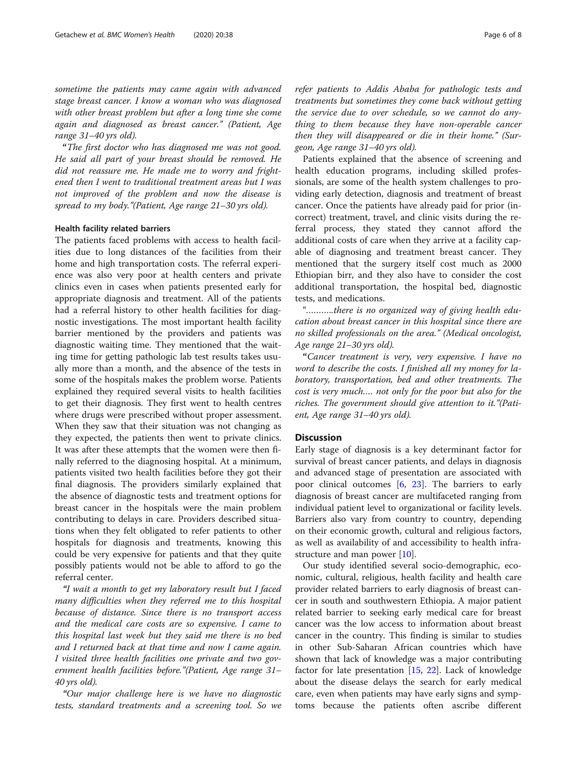*sometime the patients may came again with advanced stage breast cancer. I know a woman who was diagnosed with other breast problem but after a long time she come again and diagnosed as breast cancer." (Patient, Age range 31–40 yrs old).*

*"The first doctor who has diagnosed me was not good. He said all part of your breast should be removed. He did not reassure me. He made me to worry and frightened then I went to traditional treatment areas but I was not improved of the problem and now the disease is spread to my body."(Patient, Age range 21–30 yrs old).*

#### Health facility related barriers

The patients faced problems with access to health facilities due to long distances of the facilities from their home and high transportation costs. The referral experience was also very poor at health centers and private clinics even in cases when patients presented early for appropriate diagnosis and treatment. All of the patients had a referral history to other health facilities for diagnostic investigations. The most important health facility barrier mentioned by the providers and patients was diagnostic waiting time. They mentioned that the waiting time for getting pathologic lab test results takes usually more than a month, and the absence of the tests in some of the hospitals makes the problem worse. Patients explained they required several visits to health facilities to get their diagnosis. They first went to health centres where drugs were prescribed without proper assessment. When they saw that their situation was not changing as they expected, the patients then went to private clinics. It was after these attempts that the women were then finally referred to the diagnosing hospital. At a minimum, patients visited two health facilities before they got their final diagnosis. The providers similarly explained that the absence of diagnostic tests and treatment options for breast cancer in the hospitals were the main problem contributing to delays in care. Providers described situations when they felt obligated to refer patients to other hospitals for diagnosis and treatments, knowing this could be very expensive for patients and that they quite possibly patients would not be able to afford to go the referral center.

*"I wait a month to get my laboratory result but I faced many difficulties when they referred me to this hospital because of distance. Since there is no transport access and the medical care costs are so expensive. I came to this hospital last week but they said me there is no bed and I returned back at that time and now I came again. I visited three health facilities one private and two government health facilities before."(Patient, Age range 31–40 yrs old).*

*"Our major challenge here is we have no diagnostic tests, standard treatments and a screening tool. So we refer patients to Addis Ababa for pathologic tests and treatments but sometimes they come back without getting the service due to over schedule, so we cannot do anything to them because they have non-operable cancer then they will disappeared or die in their home." (Surgeon, Age range 31–40 yrs old).*

Patients explained that the absence of screening and health education programs, including skilled professionals, are some of the health system challenges to providing early detection, diagnosis and treatment of breast cancer. Once the patients have already paid for prior (incorrect) treatment, travel, and clinic visits during the referral process, they stated they cannot afford the additional costs of care when they arrive at a facility capable of diagnosing and treatment breast cancer. They mentioned that the surgery itself cost much as 2000 Ethiopian birr, and they also have to consider the cost additional transportation, the hospital bed, diagnostic tests, and medications.

*"……….there is no organized way of giving health education about breast cancer in this hospital since there are no skilled professionals on the area." (Medical oncologist, Age range 21–30 yrs old).*

*"Cancer treatment is very, very expensive. I have no word to describe the costs. I finished all my money for laboratory, transportation, bed and other treatments. The cost is very much…. not only for the poor but also for the riches. The government should give attention to it."(Patient, Age range 31–40 yrs old).*

## Discussion

Early stage of diagnosis is a key determinant factor for survival of breast cancer patients, and delays in diagnosis and advanced stage of presentation are associated with poor clinical outcomes [6, 23]. The barriers to early diagnosis of breast cancer are multifaceted ranging from individual patient level to organizational or facility levels. Barriers also vary from country to country, depending on their economic growth, cultural and religious factors, as well as availability of and accessibility to health infrastructure and man power [10].

Our study identified several socio-demographic, economic, cultural, religious, health facility and health care provider related barriers to early diagnosis of breast cancer in south and southwestern Ethiopia. A major patient related barrier to seeking early medical care for breast cancer was the low access to information about breast cancer in the country. This finding is similar to studies in other Sub-Saharan African countries which have shown that lack of knowledge was a major contributing factor for late presentation [15, 22]. Lack of knowledge about the disease delays the search for early medical care, even when patients may have early signs and symptoms because the patients often ascribe different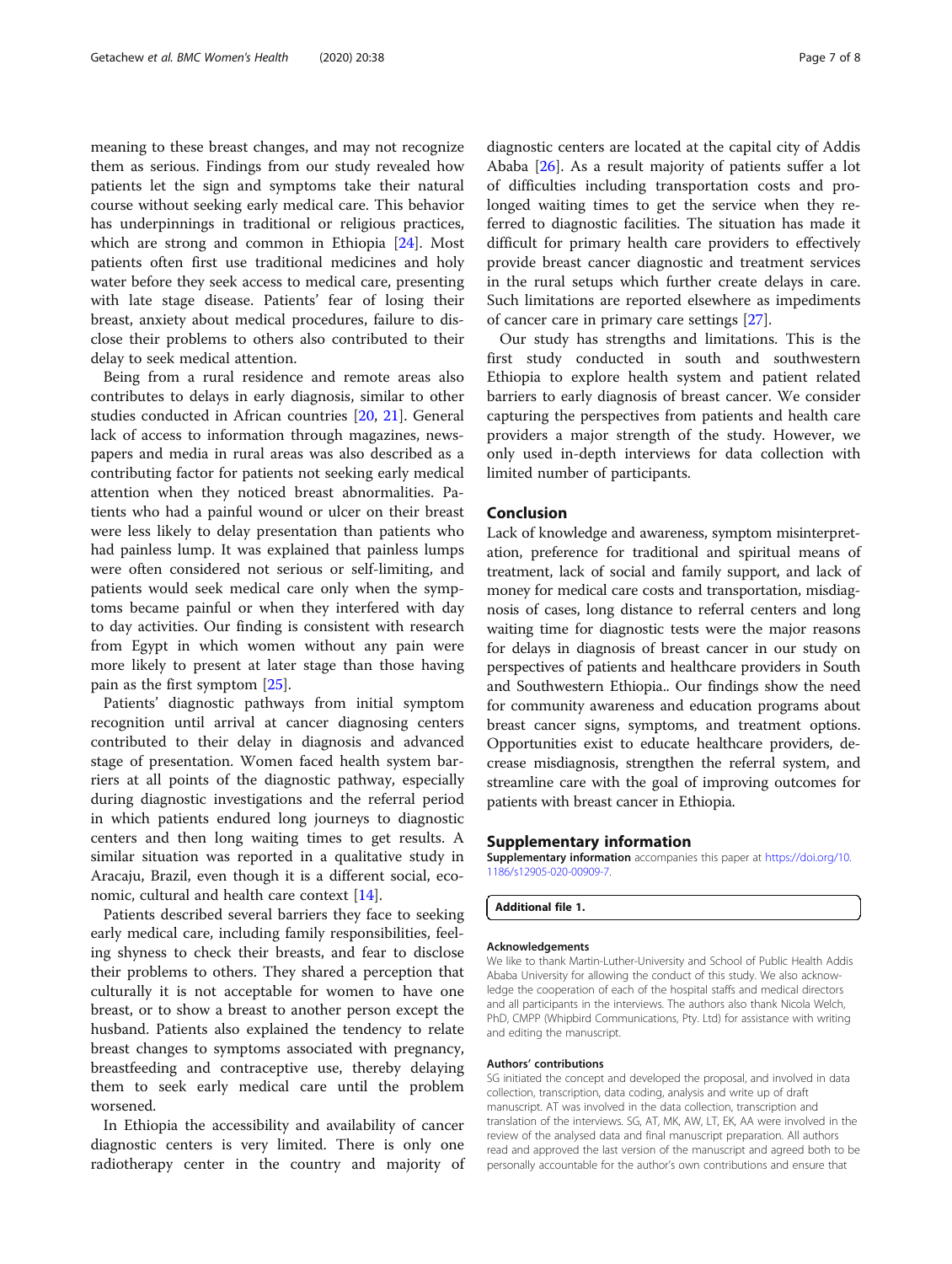meaning to these breast changes, and may not recognize them as serious. Findings from our study revealed how patients let the sign and symptoms take their natural course without seeking early medical care. This behavior has underpinnings in traditional or religious practices, which are strong and common in Ethiopia [24]. Most patients often first use traditional medicines and holy water before they seek access to medical care, presenting with late stage disease. Patients' fear of losing their breast, anxiety about medical procedures, failure to disclose their problems to others also contributed to their delay to seek medical attention.

Being from a rural residence and remote areas also contributes to delays in early diagnosis, similar to other studies conducted in African countries [20, 21]. General lack of access to information through magazines, newspapers and media in rural areas was also described as a contributing factor for patients not seeking early medical attention when they noticed breast abnormalities. Patients who had a painful wound or ulcer on their breast were less likely to delay presentation than patients who had painless lump. It was explained that painless lumps were often considered not serious or self-limiting, and patients would seek medical care only when the symptoms became painful or when they interfered with day to day activities. Our finding is consistent with research from Egypt in which women without any pain were more likely to present at later stage than those having pain as the first symptom [25].

Patients' diagnostic pathways from initial symptom recognition until arrival at cancer diagnosing centers contributed to their delay in diagnosis and advanced stage of presentation. Women faced health system barriers at all points of the diagnostic pathway, especially during diagnostic investigations and the referral period in which patients endured long journeys to diagnostic centers and then long waiting times to get results. A similar situation was reported in a qualitative study in Aracaju, Brazil, even though it is a different social, economic, cultural and health care context [14].

Patients described several barriers they face to seeking early medical care, including family responsibilities, feeling shyness to check their breasts, and fear to disclose their problems to others. They shared a perception that culturally it is not acceptable for women to have one breast, or to show a breast to another person except the husband. Patients also explained the tendency to relate breast changes to symptoms associated with pregnancy, breastfeeding and contraceptive use, thereby delaying them to seek early medical care until the problem worsened.

In Ethiopia the accessibility and availability of cancer diagnostic centers is very limited. There is only one radiotherapy center in the country and majority of diagnostic centers are located at the capital city of Addis Ababa [26]. As a result majority of patients suffer a lot of difficulties including transportation costs and prolonged waiting times to get the service when they referred to diagnostic facilities. The situation has made it difficult for primary health care providers to effectively provide breast cancer diagnostic and treatment services in the rural setups which further create delays in care. Such limitations are reported elsewhere as impediments of cancer care in primary care settings [27].

Our study has strengths and limitations. This is the first study conducted in south and southwestern Ethiopia to explore health system and patient related barriers to early diagnosis of breast cancer. We consider capturing the perspectives from patients and health care providers a major strength of the study. However, we only used in-depth interviews for data collection with limited number of participants.

## Conclusion

Lack of knowledge and awareness, symptom misinterpretation, preference for traditional and spiritual means of treatment, lack of social and family support, and lack of money for medical care costs and transportation, misdiagnosis of cases, long distance to referral centers and long waiting time for diagnostic tests were the major reasons for delays in diagnosis of breast cancer in our study on perspectives of patients and healthcare providers in South and Southwestern Ethiopia.. Our findings show the need for community awareness and education programs about breast cancer signs, symptoms, and treatment options. Opportunities exist to educate healthcare providers, decrease misdiagnosis, strengthen the referral system, and streamline care with the goal of improving outcomes for patients with breast cancer in Ethiopia.

## Supplementary information

**Supplementary information** accompanies this paper at https://doi.org/10.1186/s12905-020-00909-7.

**Additional file 1.**

#### Acknowledgements

We like to thank Martin-Luther-University and School of Public Health Addis Ababa University for allowing the conduct of this study. We also acknowledge the cooperation of each of the hospital staffs and medical directors and all participants in the interviews. The authors also thank Nicola Welch, PhD, CMPP (Whipbird Communications, Pty. Ltd) for assistance with writing and editing the manuscript.

#### Authors' contributions

SG initiated the concept and developed the proposal, and involved in data collection, transcription, data coding, analysis and write up of draft manuscript. AT was involved in the data collection, transcription and translation of the interviews. SG, AT, MK, AW, LT, EK, AA were involved in the review of the analysed data and final manuscript preparation. All authors read and approved the last version of the manuscript and agreed both to be personally accountable for the author's own contributions and ensure that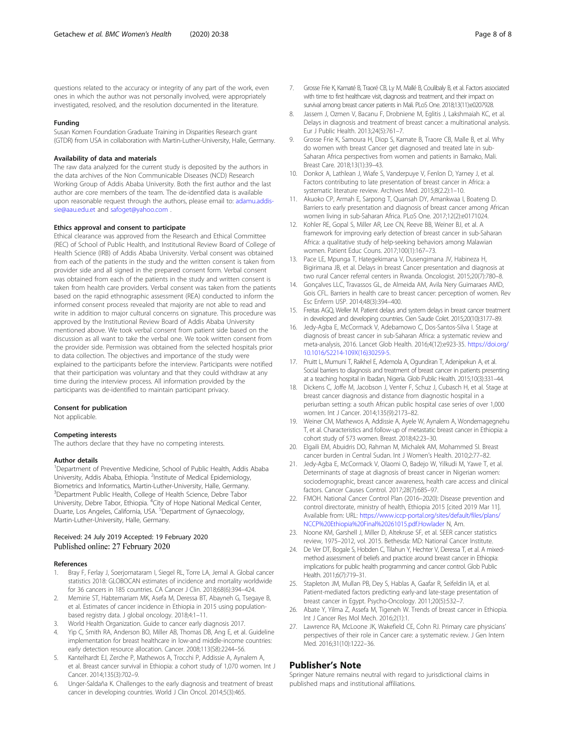questions related to the accuracy or integrity of any part of the work, even ones in which the author was not personally involved, were appropriately investigated, resolved, and the resolution documented in the literature.

### Funding
Susan Komen Foundation Graduate Training in Disparities Research grant (GTDR) from USA in collaboration with Martin-Luther-University, Halle, Germany.

### Availability of data and materials
The raw data analyzed for the current study is deposited by the authors in the data archives of the Non Communicable Diseases (NCD) Research Working Group of Addis Ababa University. Both the first author and the last author are core members of the team. The de-identified data is available upon reasonable request through the authors, please email to: adamu.addissie@aau.edu.et and safoget@yahoo.com .

### Ethics approval and consent to participate
Ethical clearance was approved from the Research and Ethical Committee (REC) of School of Public Health, and Institutional Review Board of College of Health Science (IRB) of Addis Ababa University. Verbal consent was obtained from each of the patients in the study and the written consent is taken from provider side and all signed in the prepared consent form. Verbal consent was obtained from each of the patients in the study and written consent is taken from health care providers. Verbal consent was taken from the patients based on the rapid ethnographic assessment (REA) conducted to inform the informed consent process revealed that majority are not able to read and write in addition to major cultural concerns on signature. This procedure was approved by the Institutional Review Board of Addis Ababa University mentioned above. We took verbal consent from patient side based on the discussion as all want to take the verbal one. We took written consent from the provider side. Permission was obtained from the selected hospitals prior to data collection. The objectives and importance of the study were explained to the participants before the interview. Participants were notified that their participation was voluntary and that they could withdraw at any time during the interview process. All information provided by the participants was de-identified to maintain participant privacy.

### Consent for publication
Not applicable.

### Competing interests
The authors declare that they have no competing interests.

### Author details
[1]Department of Preventive Medicine, School of Public Health, Addis Ababa University, Addis Ababa, Ethiopia. [2]Institute of Medical Epidemiology, Biometrics and Informatics, Martin-Luther-University, Halle, Germany. [3]Department Public Health, College of Health Science, Debre Tabor University, Debre Tabor, Ethiopia. [4]City of Hope National Medical Center, Duarte, Los Angeles, California, USA. [5]Department of Gynaecology, Martin-Luther-University, Halle, Germany.

Received: 24 July 2019 Accepted: 19 February 2020
Published online: 27 February 2020

### References
1. Bray F, Ferlay J, Soerjomataram I, Siegel RL, Torre LA, Jemal A. Global cancer statistics 2018: GLOBOCAN estimates of incidence and mortality worldwide for 36 cancers in 185 countries. CA Cancer J Clin. 2018;68(6):394–424.
2. Memirie ST, Habtemariam MK, Asefa M, Deressa BT, Abayneh G, Tsegaye B, et al. Estimates of cancer incidence in Ethiopia in 2015 using population-based registry data. J global oncology. 2018;4:1–11.
3. World Health Organization. Guide to cancer early diagnosis 2017.
4. Yip C, Smith RA, Anderson BO, Miller AB, Thomas DB, Ang E, et al. Guideline implementation for breast healthcare in low-and middle-income countries: early detection resource allocation. Cancer. 2008;113(S8):2244–56.
5. Kantelhardt EJ, Zerche P, Mathewos A, Trocchi P, Addissie A, Aynalem A, et al. Breast cancer survival in Ethiopia: a cohort study of 1,070 women. Int J Cancer. 2014;135(3):702–9.
6. Unger-Saldaña K. Challenges to the early diagnosis and treatment of breast cancer in developing countries. World J Clin Oncol. 2014;5(3):465.
7. Grosse Frie K, Kamaté B, Traoré CB, Ly M, Mallé B, Coulibaly B, et al. Factors associated with time to first healthcare visit, diagnosis and treatment, and their impact on survival among breast cancer patients in Mali. PLoS One. 2018;13(11):e0207928.
8. Jassem J, Ozmen V, Bacanu F, Drobniene M, Eglitis J, Lakshmaiah KC, et al. Delays in diagnosis and treatment of breast cancer: a multinational analysis. Eur J Public Health. 2013;24(5):761–7.
9. Grosse Frie K, Samoura H, Diop S, Kamate B, Traore CB, Malle B, et al. Why do women with breast Cancer get diagnosed and treated late in sub-Saharan Africa perspectives from women and patients in Bamako, Mali. Breast Care. 2018;13(1):39–43.
10. Donkor A, Lathlean J, Wiafe S, Vanderpuye V, Fenlon D, Yarney J, et al. Factors contributing to late presentation of breast cancer in Africa: a systematic literature review. Archives Med. 2015;8(2.2):1–10.
11. Akuoko CP, Armah E, Sarpong T, Quansah DY, Amankwaa I, Boateng D. Barriers to early presentation and diagnosis of breast cancer among African women living in sub-Saharan Africa. PLoS One. 2017;12(2):e0171024.
12. Kohler RE, Gopal S, Miller AR, Lee CN, Reeve BB, Weiner BJ, et al. A framework for improving early detection of breast cancer in sub-Saharan Africa: a qualitative study of help-seeking behaviors among Malawian women. Patient Educ Couns. 2017;100(1):167–73.
13. Pace LE, Mpunga T, Hategekimana V, Dusengimana JV, Habineza H, Bigirimana JB, et al. Delays in breast Cancer presentation and diagnosis at two rural Cancer referral centers in Rwanda. Oncologist. 2015;20(7):780–8.
14. Gonçalves LLC, Travassos GL, de Almeida AM, Avila Nery Guimaraes AMD, Gois CFL. Barriers in health care to breast cancer: perception of women. Rev Esc Enferm USP. 2014;48(3):394–400.
15. Freitas AGQ, Weller M. Patient delays and system delays in breast cancer treatment in developed and developing countries. Cien Saude Colet. 2015;20(10):3177–89.
16. Jedy-Agba E, McCormack V, Adebamowo C, Dos-Santos-Silva I. Stage at diagnosis of breast cancer in sub-Saharan Africa: a systematic review and meta-analysis, 2016. Lancet Glob Health. 2016;4(12):e923-35. https://doi.org/10.1016/S2214-109X(16)30259-5.
17. Pruitt L, Mumuni T, Raikhel E, Ademola A, Ogundiran T, Adenipekun A, et al. Social barriers to diagnosis and treatment of breast cancer in patients presenting at a teaching hospital in Ibadan, Nigeria. Glob Public Health. 2015;10(3):331–44.
18. Dickens C, Joffe M, Jacobson J, Venter F, Schuz J, Cubasch H, et al. Stage at breast cancer diagnosis and distance from diagnostic hospital in a periurban setting: a south African public hospital case series of over 1,000 women. Int J Cancer. 2014;135(9):2173–82.
19. Weiner CM, Mathewos A, Addissie A, Ayele W, Aynalem A, Wondemagegnehu T, et al. Characteristics and follow-up of metastatic breast cancer in Ethiopia: a cohort study of 573 women. Breast. 2018;42:23–30.
20. Elgaili EM, Abuidris DO, Rahman M, Michalek AM, Mohammed SI. Breast cancer burden in Central Sudan. Int J Women's Health. 2010;2:77–82.
21. Jedy-Agba E, McCormack V, Olaomi O, Badejo W, Yilkudi M, Yawe T, et al. Determinants of stage at diagnosis of breast cancer in Nigerian women: sociodemographic, breast cancer awareness, health care access and clinical factors. Cancer Causes Control. 2017;28(7):685–97.
22. FMOH. National Cancer Control Plan (2016–2020): Disease prevention and control directorate, ministry of health, Ethiopia 2015 [cited 2019 Mar 11]. Available from: URL: https://www.iccp-portal.org/sites/default/files/plans/NCCP%20Ethiopia%20Final%20261015.pdf.Howlader N, Am.
23. Noone KM, Garshell J, Miller D, Altekruse SF, et al. SEER cancer statistics review, 1975–2012, vol. 2015. Bethesda: MD: National Cancer Institute.
24. De Ver DT, Bogale S, Hobden C, Tilahun Y, Hechter V, Deressa T, et al. A mixed-method assessment of beliefs and practice around breast cancer in Ethiopia: implications for public health programming and cancer control. Glob Public Health. 2011;6(7):719–31.
25. Stapleton JM, Mullan PB, Dey S, Hablas A, Gaafar R, Seifeldin IA, et al. Patient-mediated factors predicting early-and late-stage presentation of breast cancer in Egypt. Psycho-Oncology. 2011;20(5):532–7.
26. Abate Y, Yilma Z, Assefa M, Tigeneh W. Trends of breast cancer in Ethiopia. Int J Cancer Res Mol Mech. 2016;2(1):1.
27. Lawrence RA, McLoone JK, Wakefield CE, Cohn RJ. Primary care physicians' perspectives of their role in Cancer care: a systematic review. J Gen Intern Med. 2016;31(10):1222–36.

## Publisher's Note
Springer Nature remains neutral with regard to jurisdictional claims in published maps and institutional affiliations.